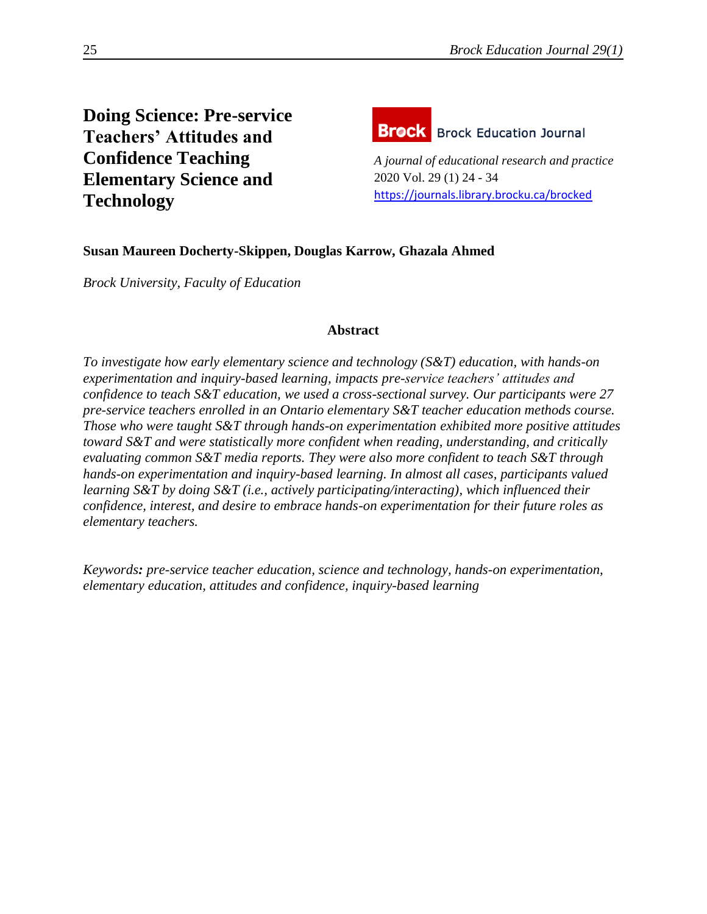# Doing Science: Pre-service Teachers' Attitudes and Confidence Teaching Elementary Science and Technology

Brock Education Journal

*A journal of educational research and practice*
2020 Vol. 29 (1) 24 - 34
https://journals.library.brocku.ca/brocked

**Susan Maureen Docherty-Skippen, Douglas Karrow, Ghazala Ahmed**

*Brock University, Faculty of Education*

## Abstract

*To investigate how early elementary science and technology (S&T) education, with hands-on experimentation and inquiry-based learning, impacts pre-service teachers' attitudes and confidence to teach S&T education, we used a cross-sectional survey. Our participants were 27 pre-service teachers enrolled in an Ontario elementary S&T teacher education methods course. Those who were taught S&T through hands-on experimentation exhibited more positive attitudes toward S&T and were statistically more confident when reading, understanding, and critically evaluating common S&T media reports. They were also more confident to teach S&T through hands-on experimentation and inquiry-based learning. In almost all cases, participants valued learning S&T by doing S&T (i.e., actively participating/interacting), which influenced their confidence, interest, and desire to embrace hands-on experimentation for their future roles as elementary teachers.*

*Keywords***:** *pre-service teacher education, science and technology, hands-on experimentation, elementary education, attitudes and confidence, inquiry-based learning*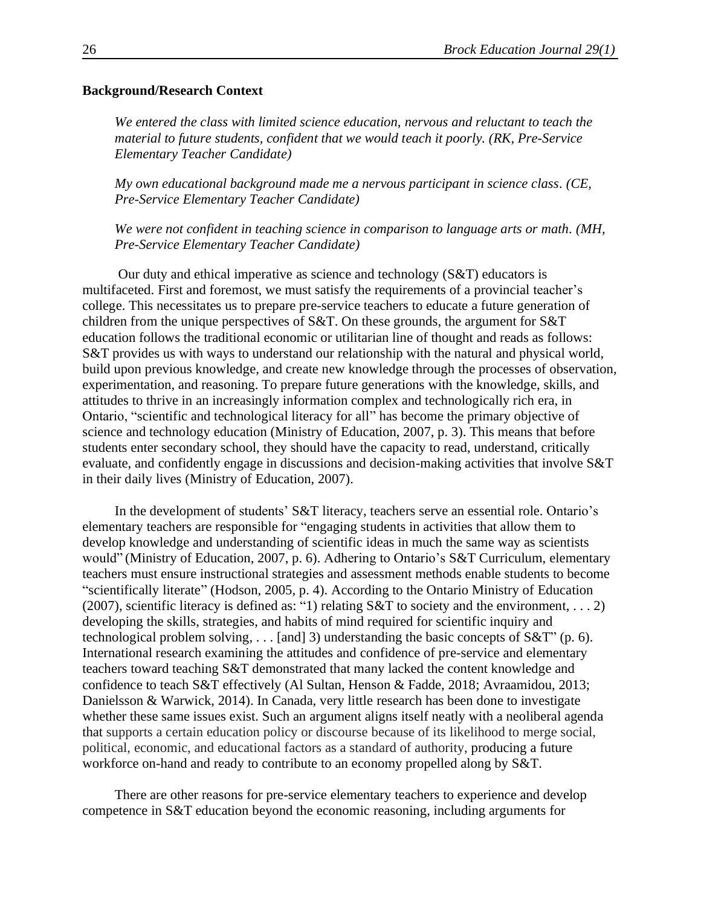**Background/Research Context**

> *We entered the class with limited science education, nervous and reluctant to teach the material to future students, confident that we would teach it poorly. (RK, Pre-Service Elementary Teacher Candidate)*

> *My own educational background made me a nervous participant in science class. (CE, Pre-Service Elementary Teacher Candidate)*

> *We were not confident in teaching science in comparison to language arts or math. (MH, Pre-Service Elementary Teacher Candidate)*

Our duty and ethical imperative as science and technology (S&T) educators is multifaceted. First and foremost, we must satisfy the requirements of a provincial teacher's college. This necessitates us to prepare pre-service teachers to educate a future generation of children from the unique perspectives of S&T. On these grounds, the argument for S&T education follows the traditional economic or utilitarian line of thought and reads as follows: S&T provides us with ways to understand our relationship with the natural and physical world, build upon previous knowledge, and create new knowledge through the processes of observation, experimentation, and reasoning. To prepare future generations with the knowledge, skills, and attitudes to thrive in an increasingly information complex and technologically rich era, in Ontario, "scientific and technological literacy for all" has become the primary objective of science and technology education (Ministry of Education, 2007, p. 3). This means that before students enter secondary school, they should have the capacity to read, understand, critically evaluate, and confidently engage in discussions and decision-making activities that involve S&T in their daily lives (Ministry of Education, 2007).

In the development of students' S&T literacy, teachers serve an essential role. Ontario's elementary teachers are responsible for "engaging students in activities that allow them to develop knowledge and understanding of scientific ideas in much the same way as scientists would" (Ministry of Education, 2007, p. 6). Adhering to Ontario's S&T Curriculum, elementary teachers must ensure instructional strategies and assessment methods enable students to become "scientifically literate" (Hodson, 2005, p. 4). According to the Ontario Ministry of Education (2007), scientific literacy is defined as: "1) relating S&T to society and the environment, . . . 2) developing the skills, strategies, and habits of mind required for scientific inquiry and technological problem solving, . . . [and] 3) understanding the basic concepts of S&T" (p. 6). International research examining the attitudes and confidence of pre-service and elementary teachers toward teaching S&T demonstrated that many lacked the content knowledge and confidence to teach S&T effectively (Al Sultan, Henson & Fadde, 2018; Avraamidou, 2013; Danielsson & Warwick, 2014). In Canada, very little research has been done to investigate whether these same issues exist. Such an argument aligns itself neatly with a neoliberal agenda that supports a certain education policy or discourse because of its likelihood to merge social, political, economic, and educational factors as a standard of authority, producing a future workforce on-hand and ready to contribute to an economy propelled along by S&T.

There are other reasons for pre-service elementary teachers to experience and develop competence in S&T education beyond the economic reasoning, including arguments for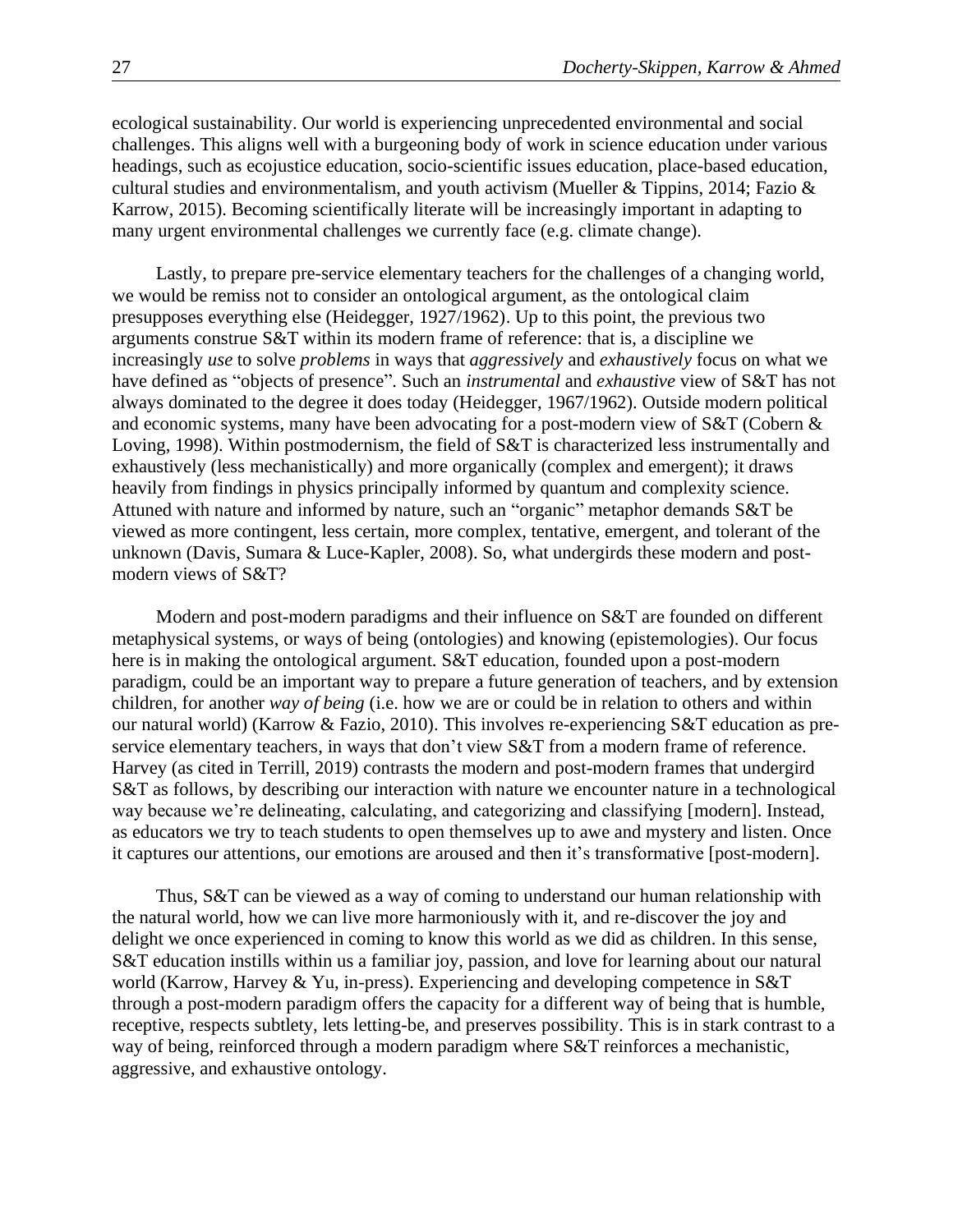ecological sustainability. Our world is experiencing unprecedented environmental and social challenges. This aligns well with a burgeoning body of work in science education under various headings, such as ecojustice education, socio-scientific issues education, place-based education, cultural studies and environmentalism, and youth activism (Mueller & Tippins, 2014; Fazio & Karrow, 2015). Becoming scientifically literate will be increasingly important in adapting to many urgent environmental challenges we currently face (e.g. climate change).

Lastly, to prepare pre-service elementary teachers for the challenges of a changing world, we would be remiss not to consider an ontological argument, as the ontological claim presupposes everything else (Heidegger, 1927/1962). Up to this point, the previous two arguments construe S&T within its modern frame of reference: that is, a discipline we increasingly *use* to solve *problems* in ways that *aggressively* and *exhaustively* focus on what we have defined as "objects of presence". Such an *instrumental* and *exhaustive* view of S&T has not always dominated to the degree it does today (Heidegger, 1967/1962). Outside modern political and economic systems, many have been advocating for a post-modern view of S&T (Cobern & Loving, 1998). Within postmodernism, the field of S&T is characterized less instrumentally and exhaustively (less mechanistically) and more organically (complex and emergent); it draws heavily from findings in physics principally informed by quantum and complexity science. Attuned with nature and informed by nature, such an "organic" metaphor demands S&T be viewed as more contingent, less certain, more complex, tentative, emergent, and tolerant of the unknown (Davis, Sumara & Luce-Kapler, 2008). So, what undergirds these modern and post-modern views of S&T?

Modern and post-modern paradigms and their influence on S&T are founded on different metaphysical systems, or ways of being (ontologies) and knowing (epistemologies). Our focus here is in making the ontological argument. S&T education, founded upon a post-modern paradigm, could be an important way to prepare a future generation of teachers, and by extension children, for another *way of being* (i.e. how we are or could be in relation to others and within our natural world) (Karrow & Fazio, 2010). This involves re-experiencing S&T education as pre-service elementary teachers, in ways that don't view S&T from a modern frame of reference. Harvey (as cited in Terrill, 2019) contrasts the modern and post-modern frames that undergird S&T as follows, by describing our interaction with nature we encounter nature in a technological way because we're delineating, calculating, and categorizing and classifying [modern]. Instead, as educators we try to teach students to open themselves up to awe and mystery and listen. Once it captures our attentions, our emotions are aroused and then it's transformative [post-modern].

Thus, S&T can be viewed as a way of coming to understand our human relationship with the natural world, how we can live more harmoniously with it, and re-discover the joy and delight we once experienced in coming to know this world as we did as children. In this sense, S&T education instills within us a familiar joy, passion, and love for learning about our natural world (Karrow, Harvey & Yu, in-press). Experiencing and developing competence in S&T through a post-modern paradigm offers the capacity for a different way of being that is humble, receptive, respects subtlety, lets letting-be, and preserves possibility. This is in stark contrast to a way of being, reinforced through a modern paradigm where S&T reinforces a mechanistic, aggressive, and exhaustive ontology.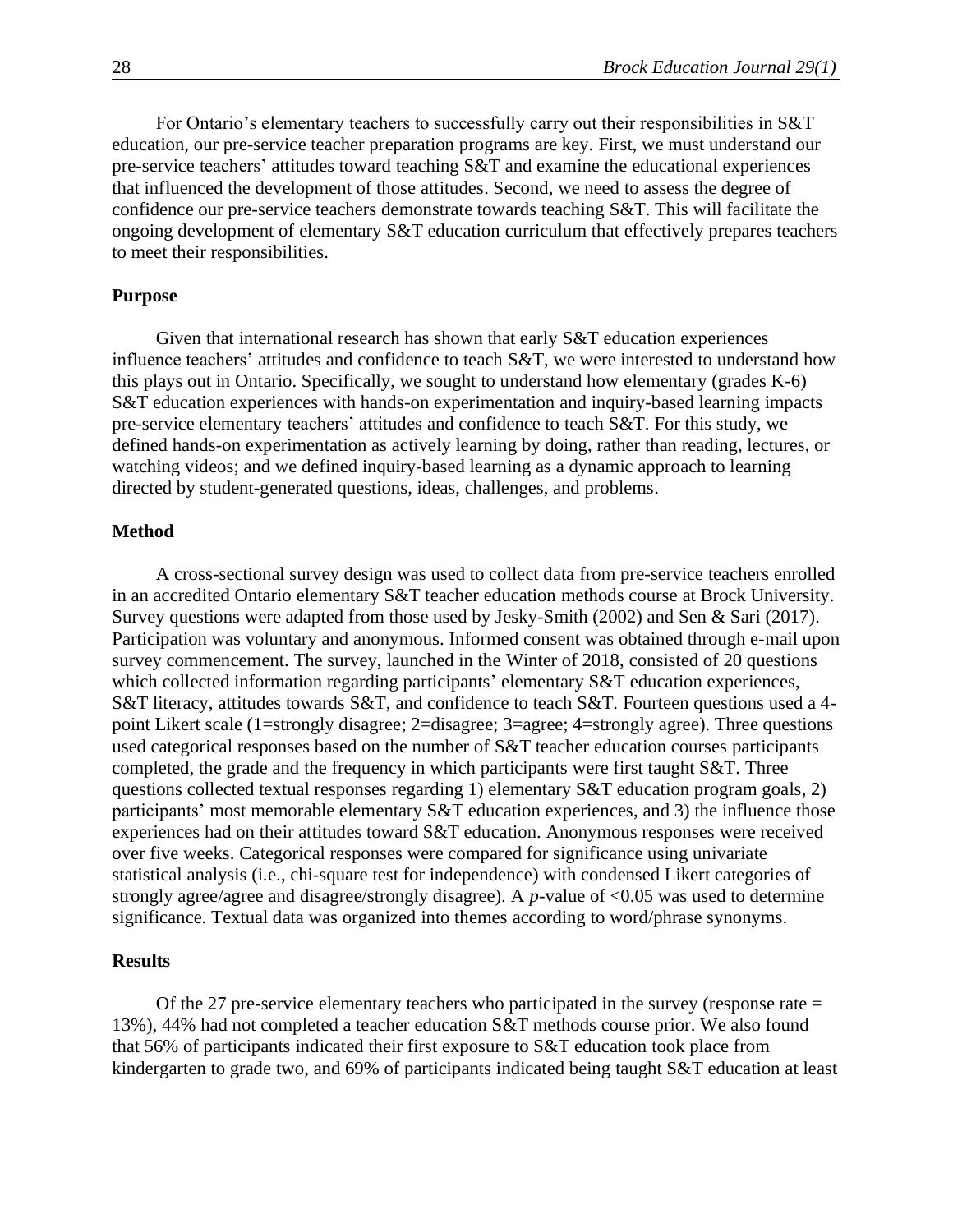For Ontario's elementary teachers to successfully carry out their responsibilities in S&T education, our pre-service teacher preparation programs are key. First, we must understand our pre-service teachers' attitudes toward teaching S&T and examine the educational experiences that influenced the development of those attitudes. Second, we need to assess the degree of confidence our pre-service teachers demonstrate towards teaching S&T. This will facilitate the ongoing development of elementary S&T education curriculum that effectively prepares teachers to meet their responsibilities.

## Purpose

Given that international research has shown that early S&T education experiences influence teachers' attitudes and confidence to teach S&T, we were interested to understand how this plays out in Ontario. Specifically, we sought to understand how elementary (grades K-6) S&T education experiences with hands-on experimentation and inquiry-based learning impacts pre-service elementary teachers' attitudes and confidence to teach S&T. For this study, we defined hands-on experimentation as actively learning by doing, rather than reading, lectures, or watching videos; and we defined inquiry-based learning as a dynamic approach to learning directed by student-generated questions, ideas, challenges, and problems.

## Method

A cross-sectional survey design was used to collect data from pre-service teachers enrolled in an accredited Ontario elementary S&T teacher education methods course at Brock University. Survey questions were adapted from those used by Jesky-Smith (2002) and Sen & Sari (2017). Participation was voluntary and anonymous. Informed consent was obtained through e-mail upon survey commencement. The survey, launched in the Winter of 2018, consisted of 20 questions which collected information regarding participants' elementary S&T education experiences, S&T literacy, attitudes towards S&T, and confidence to teach S&T. Fourteen questions used a 4-point Likert scale (1=strongly disagree; 2=disagree; 3=agree; 4=strongly agree). Three questions used categorical responses based on the number of S&T teacher education courses participants completed, the grade and the frequency in which participants were first taught S&T. Three questions collected textual responses regarding 1) elementary S&T education program goals, 2) participants' most memorable elementary S&T education experiences, and 3) the influence those experiences had on their attitudes toward S&T education. Anonymous responses were received over five weeks. Categorical responses were compared for significance using univariate statistical analysis (i.e., chi-square test for independence) with condensed Likert categories of strongly agree/agree and disagree/strongly disagree). A $p$-value of $<0.05$ was used to determine significance. Textual data was organized into themes according to word/phrase synonyms.

## Results

Of the 27 pre-service elementary teachers who participated in the survey (response rate = 13%), 44% had not completed a teacher education S&T methods course prior. We also found that 56% of participants indicated their first exposure to S&T education took place from kindergarten to grade two, and 69% of participants indicated being taught S&T education at least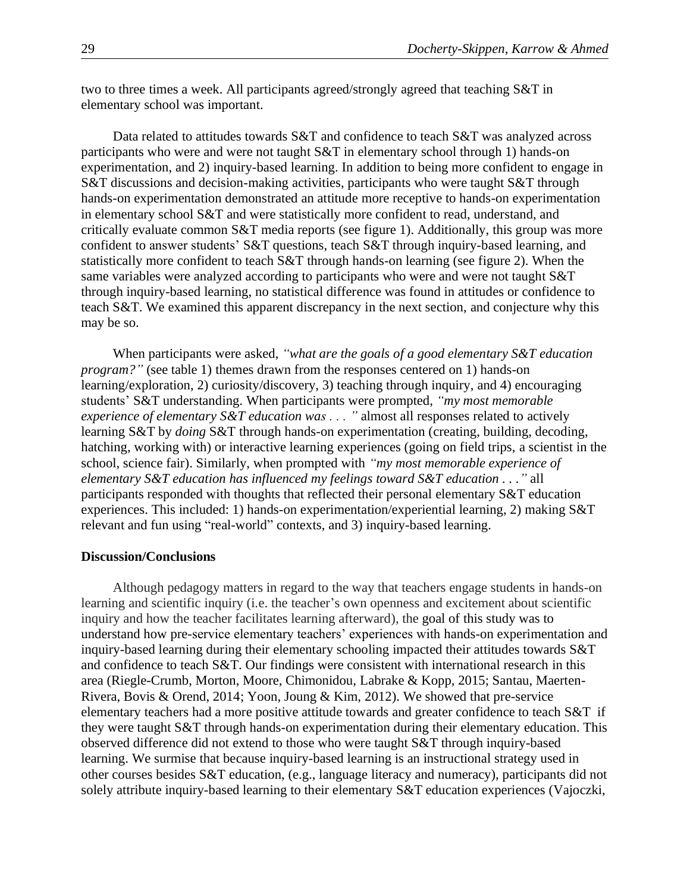two to three times a week. All participants agreed/strongly agreed that teaching S&T in elementary school was important.

Data related to attitudes towards S&T and confidence to teach S&T was analyzed across participants who were and were not taught S&T in elementary school through 1) hands-on experimentation, and 2) inquiry-based learning. In addition to being more confident to engage in S&T discussions and decision-making activities, participants who were taught S&T through hands-on experimentation demonstrated an attitude more receptive to hands-on experimentation in elementary school S&T and were statistically more confident to read, understand, and critically evaluate common S&T media reports (see figure 1). Additionally, this group was more confident to answer students' S&T questions, teach S&T through inquiry-based learning, and statistically more confident to teach S&T through hands-on learning (see figure 2). When the same variables were analyzed according to participants who were and were not taught S&T through inquiry-based learning, no statistical difference was found in attitudes or confidence to teach S&T. We examined this apparent discrepancy in the next section, and conjecture why this may be so.

When participants were asked, *"what are the goals of a good elementary S&T education program?"* (see table 1) themes drawn from the responses centered on 1) hands-on learning/exploration, 2) curiosity/discovery, 3) teaching through inquiry, and 4) encouraging students' S&T understanding. When participants were prompted, *"my most memorable experience of elementary S&T education was . . . "* almost all responses related to actively learning S&T by *doing* S&T through hands-on experimentation (creating, building, decoding, hatching, working with) or interactive learning experiences (going on field trips, a scientist in the school, science fair). Similarly, when prompted with *"my most memorable experience of elementary S&T education has influenced my feelings toward S&T education . . ."* all participants responded with thoughts that reflected their personal elementary S&T education experiences. This included: 1) hands-on experimentation/experiential learning, 2) making S&T relevant and fun using "real-world" contexts, and 3) inquiry-based learning.

**Discussion/Conclusions**

Although pedagogy matters in regard to the way that teachers engage students in hands-on learning and scientific inquiry (i.e. the teacher's own openness and excitement about scientific inquiry and how the teacher facilitates learning afterward), the goal of this study was to understand how pre-service elementary teachers' experiences with hands-on experimentation and inquiry-based learning during their elementary schooling impacted their attitudes towards S&T and confidence to teach S&T. Our findings were consistent with international research in this area (Riegle-Crumb, Morton, Moore, Chimonidou, Labrake & Kopp, 2015; Santau, Maerten-Rivera, Bovis & Orend, 2014; Yoon, Joung & Kim, 2012). We showed that pre-service elementary teachers had a more positive attitude towards and greater confidence to teach S&T if they were taught S&T through hands-on experimentation during their elementary education. This observed difference did not extend to those who were taught S&T through inquiry-based learning. We surmise that because inquiry-based learning is an instructional strategy used in other courses besides S&T education, (e.g., language literacy and numeracy), participants did not solely attribute inquiry-based learning to their elementary S&T education experiences (Vajoczki,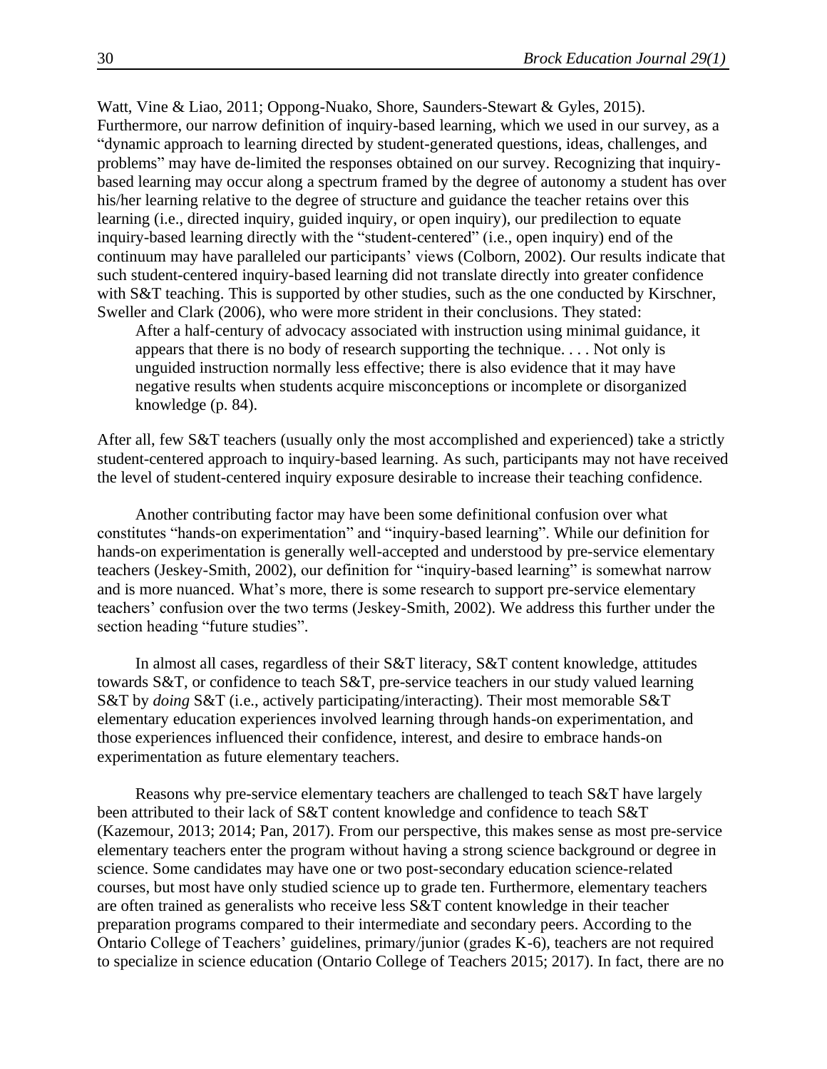Watt, Vine & Liao, 2011; Oppong-Nuako, Shore, Saunders-Stewart & Gyles, 2015). Furthermore, our narrow definition of inquiry-based learning, which we used in our survey, as a "dynamic approach to learning directed by student-generated questions, ideas, challenges, and problems" may have de-limited the responses obtained on our survey. Recognizing that inquiry-based learning may occur along a spectrum framed by the degree of autonomy a student has over his/her learning relative to the degree of structure and guidance the teacher retains over this learning (i.e., directed inquiry, guided inquiry, or open inquiry), our predilection to equate inquiry-based learning directly with the "student-centered" (i.e., open inquiry) end of the continuum may have paralleled our participants' views (Colborn, 2002). Our results indicate that such student-centered inquiry-based learning did not translate directly into greater confidence with S&T teaching. This is supported by other studies, such as the one conducted by Kirschner, Sweller and Clark (2006), who were more strident in their conclusions. They stated:

> After a half-century of advocacy associated with instruction using minimal guidance, it appears that there is no body of research supporting the technique. . . . Not only is unguided instruction normally less effective; there is also evidence that it may have negative results when students acquire misconceptions or incomplete or disorganized knowledge (p. 84).

After all, few S&T teachers (usually only the most accomplished and experienced) take a strictly student-centered approach to inquiry-based learning. As such, participants may not have received the level of student-centered inquiry exposure desirable to increase their teaching confidence.

Another contributing factor may have been some definitional confusion over what constitutes "hands-on experimentation" and "inquiry-based learning". While our definition for hands-on experimentation is generally well-accepted and understood by pre-service elementary teachers (Jeskey-Smith, 2002), our definition for "inquiry-based learning" is somewhat narrow and is more nuanced. What's more, there is some research to support pre-service elementary teachers' confusion over the two terms (Jeskey-Smith, 2002). We address this further under the section heading "future studies".

In almost all cases, regardless of their S&T literacy, S&T content knowledge, attitudes towards S&T, or confidence to teach S&T, pre-service teachers in our study valued learning S&T by *doing* S&T (i.e., actively participating/interacting). Their most memorable S&T elementary education experiences involved learning through hands-on experimentation, and those experiences influenced their confidence, interest, and desire to embrace hands-on experimentation as future elementary teachers.

Reasons why pre-service elementary teachers are challenged to teach S&T have largely been attributed to their lack of S&T content knowledge and confidence to teach S&T (Kazemour, 2013; 2014; Pan, 2017). From our perspective, this makes sense as most pre-service elementary teachers enter the program without having a strong science background or degree in science. Some candidates may have one or two post-secondary education science-related courses, but most have only studied science up to grade ten. Furthermore, elementary teachers are often trained as generalists who receive less S&T content knowledge in their teacher preparation programs compared to their intermediate and secondary peers. According to the Ontario College of Teachers' guidelines, primary/junior (grades K-6), teachers are not required to specialize in science education (Ontario College of Teachers 2015; 2017). In fact, there are no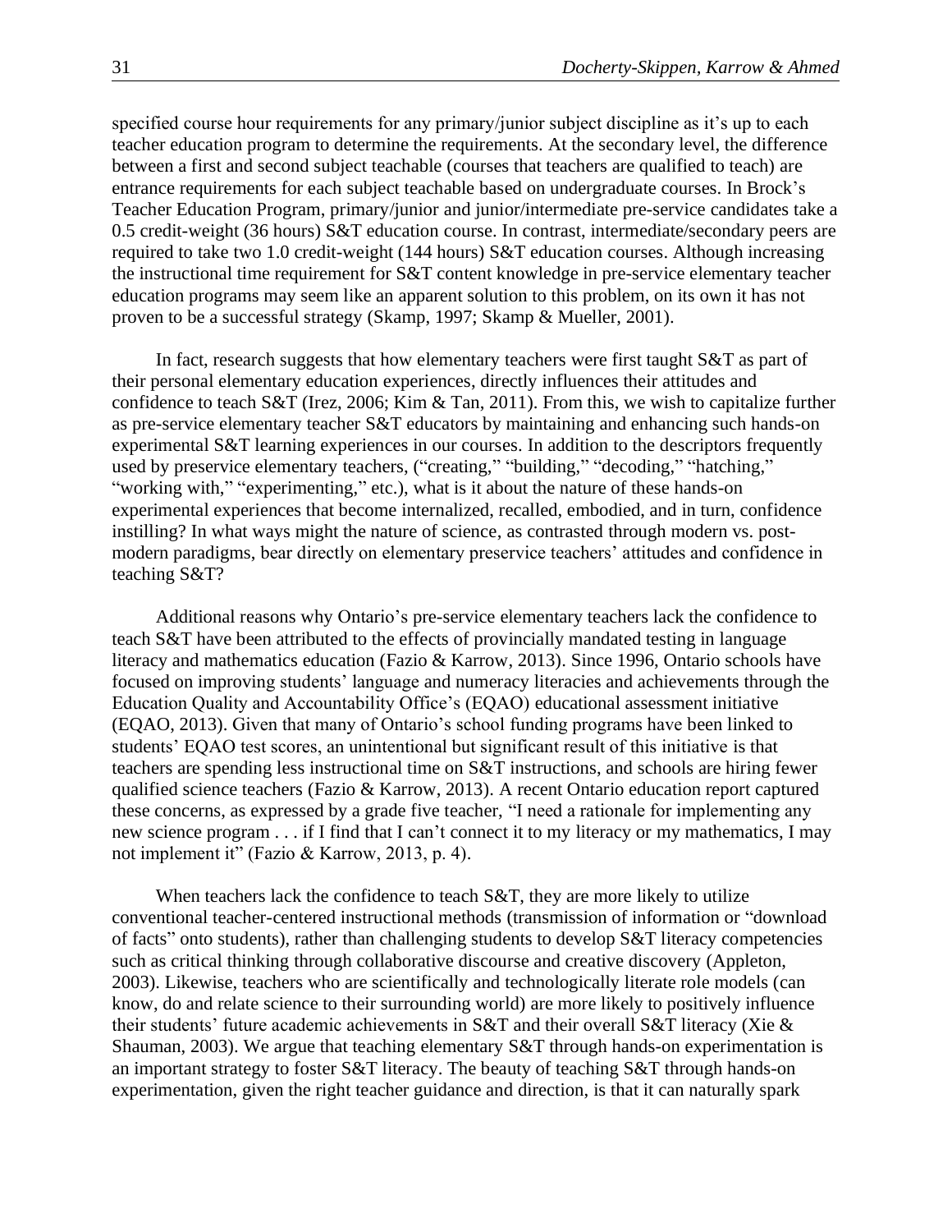specified course hour requirements for any primary/junior subject discipline as it's up to each teacher education program to determine the requirements. At the secondary level, the difference between a first and second subject teachable (courses that teachers are qualified to teach) are entrance requirements for each subject teachable based on undergraduate courses. In Brock's Teacher Education Program, primary/junior and junior/intermediate pre-service candidates take a 0.5 credit-weight (36 hours) S&T education course. In contrast, intermediate/secondary peers are required to take two 1.0 credit-weight (144 hours) S&T education courses. Although increasing the instructional time requirement for S&T content knowledge in pre-service elementary teacher education programs may seem like an apparent solution to this problem, on its own it has not proven to be a successful strategy (Skamp, 1997; Skamp & Mueller, 2001).

In fact, research suggests that how elementary teachers were first taught S&T as part of their personal elementary education experiences, directly influences their attitudes and confidence to teach S&T (Irez, 2006; Kim & Tan, 2011). From this, we wish to capitalize further as pre-service elementary teacher S&T educators by maintaining and enhancing such hands-on experimental S&T learning experiences in our courses. In addition to the descriptors frequently used by preservice elementary teachers, ("creating," "building," "decoding," "hatching," "working with," "experimenting," etc.), what is it about the nature of these hands-on experimental experiences that become internalized, recalled, embodied, and in turn, confidence instilling? In what ways might the nature of science, as contrasted through modern vs. post-modern paradigms, bear directly on elementary preservice teachers' attitudes and confidence in teaching S&T?

Additional reasons why Ontario's pre-service elementary teachers lack the confidence to teach S&T have been attributed to the effects of provincially mandated testing in language literacy and mathematics education (Fazio & Karrow, 2013). Since 1996, Ontario schools have focused on improving students' language and numeracy literacies and achievements through the Education Quality and Accountability Office's (EQAO) educational assessment initiative (EQAO, 2013). Given that many of Ontario's school funding programs have been linked to students' EQAO test scores, an unintentional but significant result of this initiative is that teachers are spending less instructional time on S&T instructions, and schools are hiring fewer qualified science teachers (Fazio & Karrow, 2013). A recent Ontario education report captured these concerns, as expressed by a grade five teacher, "I need a rationale for implementing any new science program . . . if I find that I can't connect it to my literacy or my mathematics, I may not implement it" (Fazio & Karrow, 2013, p. 4).

When teachers lack the confidence to teach S&T, they are more likely to utilize conventional teacher-centered instructional methods (transmission of information or "download of facts" onto students), rather than challenging students to develop S&T literacy competencies such as critical thinking through collaborative discourse and creative discovery (Appleton, 2003). Likewise, teachers who are scientifically and technologically literate role models (can know, do and relate science to their surrounding world) are more likely to positively influence their students' future academic achievements in S&T and their overall S&T literacy (Xie & Shauman, 2003). We argue that teaching elementary S&T through hands-on experimentation is an important strategy to foster S&T literacy. The beauty of teaching S&T through hands-on experimentation, given the right teacher guidance and direction, is that it can naturally spark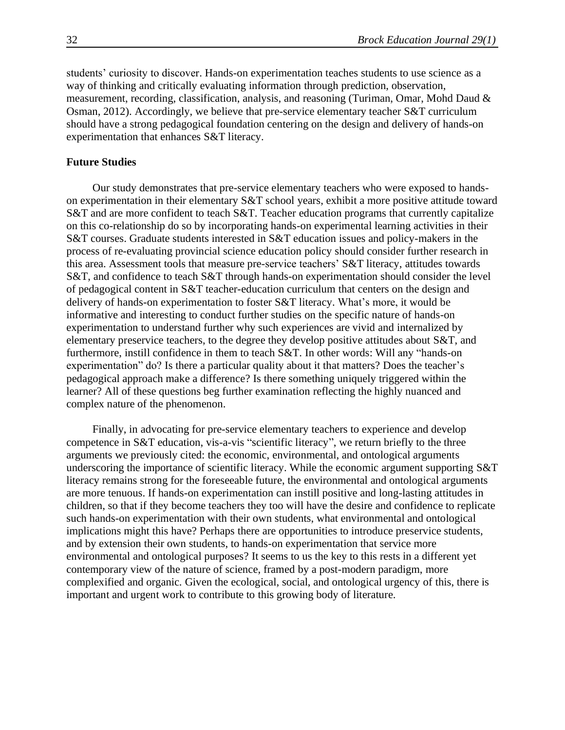students' curiosity to discover. Hands-on experimentation teaches students to use science as a way of thinking and critically evaluating information through prediction, observation, measurement, recording, classification, analysis, and reasoning (Turiman, Omar, Mohd Daud & Osman, 2012). Accordingly, we believe that pre-service elementary teacher S&T curriculum should have a strong pedagogical foundation centering on the design and delivery of hands-on experimentation that enhances S&T literacy.

**Future Studies**

Our study demonstrates that pre-service elementary teachers who were exposed to hands-on experimentation in their elementary S&T school years, exhibit a more positive attitude toward S&T and are more confident to teach S&T. Teacher education programs that currently capitalize on this co-relationship do so by incorporating hands-on experimental learning activities in their S&T courses. Graduate students interested in S&T education issues and policy-makers in the process of re-evaluating provincial science education policy should consider further research in this area. Assessment tools that measure pre-service teachers' S&T literacy, attitudes towards S&T, and confidence to teach S&T through hands-on experimentation should consider the level of pedagogical content in S&T teacher-education curriculum that centers on the design and delivery of hands-on experimentation to foster S&T literacy. What's more, it would be informative and interesting to conduct further studies on the specific nature of hands-on experimentation to understand further why such experiences are vivid and internalized by elementary preservice teachers, to the degree they develop positive attitudes about S&T, and furthermore, instill confidence in them to teach S&T. In other words: Will any "hands-on experimentation" do? Is there a particular quality about it that matters? Does the teacher's pedagogical approach make a difference? Is there something uniquely triggered within the learner? All of these questions beg further examination reflecting the highly nuanced and complex nature of the phenomenon.

Finally, in advocating for pre-service elementary teachers to experience and develop competence in S&T education, vis-a-vis "scientific literacy", we return briefly to the three arguments we previously cited: the economic, environmental, and ontological arguments underscoring the importance of scientific literacy. While the economic argument supporting S&T literacy remains strong for the foreseeable future, the environmental and ontological arguments are more tenuous. If hands-on experimentation can instill positive and long-lasting attitudes in children, so that if they become teachers they too will have the desire and confidence to replicate such hands-on experimentation with their own students, what environmental and ontological implications might this have? Perhaps there are opportunities to introduce preservice students, and by extension their own students, to hands-on experimentation that service more environmental and ontological purposes? It seems to us the key to this rests in a different yet contemporary view of the nature of science, framed by a post-modern paradigm, more complexified and organic. Given the ecological, social, and ontological urgency of this, there is important and urgent work to contribute to this growing body of literature.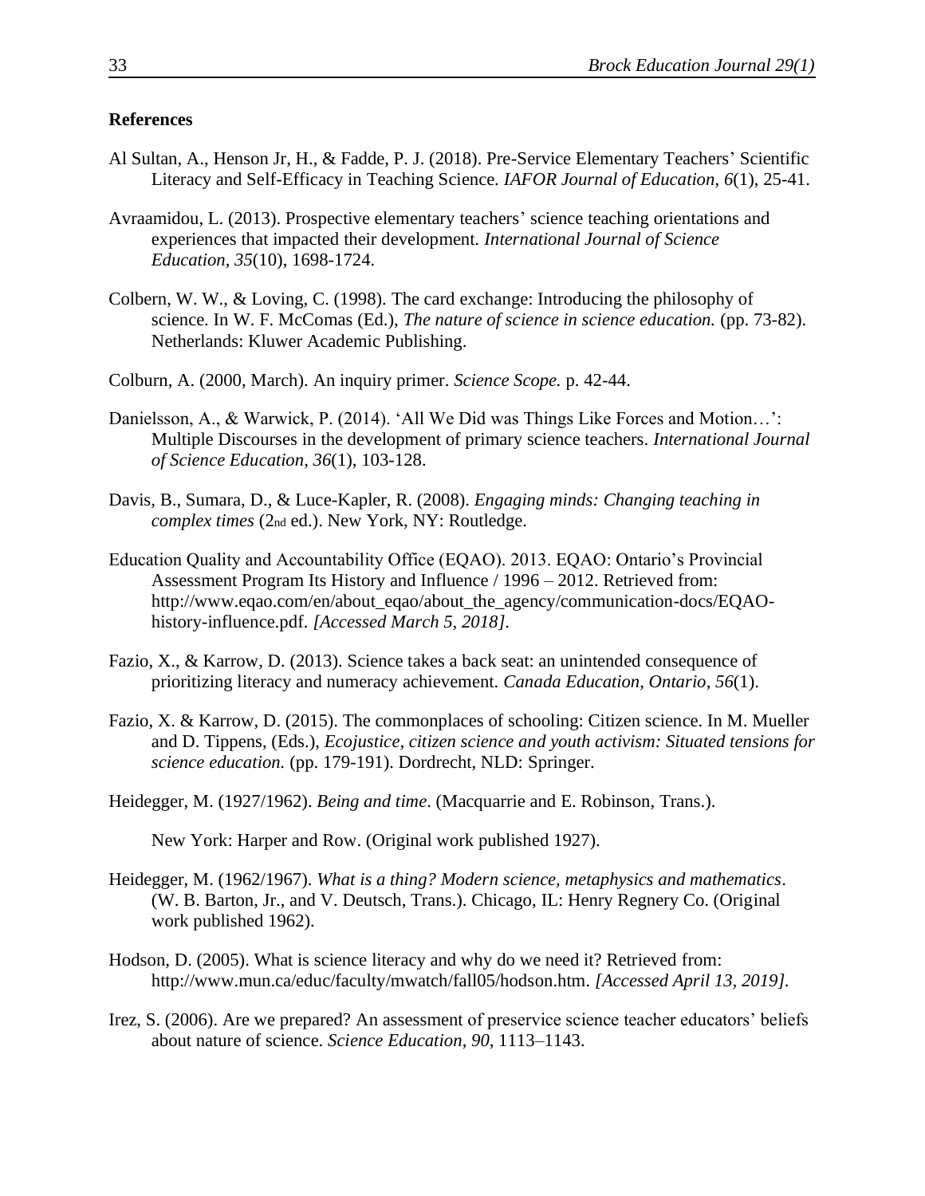**References**

Al Sultan, A., Henson Jr, H., & Fadde, P. J. (2018). Pre-Service Elementary Teachers' Scientific Literacy and Self-Efficacy in Teaching Science. *IAFOR Journal of Education*, *6*(1), 25-41.

Avraamidou, L. (2013). Prospective elementary teachers' science teaching orientations and experiences that impacted their development. *International Journal of Science Education*, *35*(10), 1698-1724.

Colbern, W. W., & Loving, C. (1998). The card exchange: Introducing the philosophy of science. In W. F. McComas (Ed.), *The nature of science in science education.* (pp. 73-82). Netherlands: Kluwer Academic Publishing.

Colburn, A. (2000, March). An inquiry primer. *Science Scope.* p. 42-44.

Danielsson, A., & Warwick, P. (2014). 'All We Did was Things Like Forces and Motion…': Multiple Discourses in the development of primary science teachers. *International Journal of Science Education*, *36*(1), 103-128.

Davis, B., Sumara, D., & Luce-Kapler, R. (2008). *Engaging minds: Changing teaching in complex times* (2nd ed.). New York, NY: Routledge.

Education Quality and Accountability Office (EQAO). 2013. EQAO: Ontario's Provincial Assessment Program Its History and Influence / 1996 – 2012. Retrieved from: http://www.eqao.com/en/about_eqao/about_the_agency/communication-docs/EQAO-history-influence.pdf. *[Accessed March 5, 2018].*

Fazio, X., & Karrow, D. (2013). Science takes a back seat: an unintended consequence of prioritizing literacy and numeracy achievement. *Canada Education, Ontario*, *56*(1).

Fazio, X. & Karrow, D. (2015). The commonplaces of schooling: Citizen science. In M. Mueller and D. Tippens, (Eds.), *Ecojustice, citizen science and youth activism: Situated tensions for science education.* (pp. 179-191). Dordrecht, NLD: Springer.

Heidegger, M. (1927/1962). *Being and time*. (Macquarrie and E. Robinson, Trans.).

New York: Harper and Row. (Original work published 1927).

Heidegger, M. (1962/1967). *What is a thing? Modern science, metaphysics and mathematics*. (W. B. Barton, Jr., and V. Deutsch, Trans.). Chicago, IL: Henry Regnery Co. (Original work published 1962).

Hodson, D. (2005). What is science literacy and why do we need it? Retrieved from: http://www.mun.ca/educ/faculty/mwatch/fall05/hodson.htm. *[Accessed April 13, 2019].*

Irez, S. (2006). Are we prepared? An assessment of preservice science teacher educators' beliefs about nature of science. *Science Education*, *90*, 1113–1143.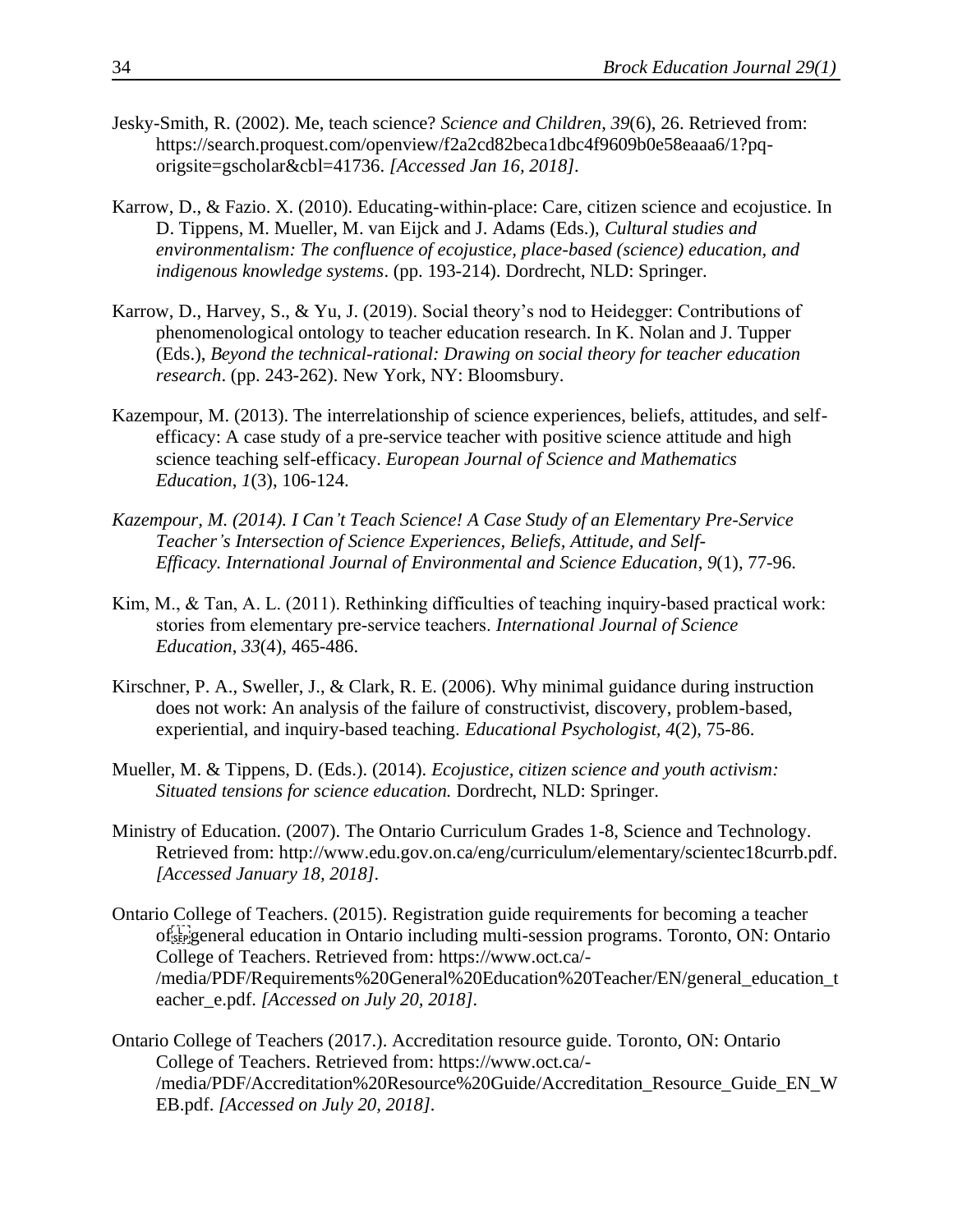Jesky-Smith, R. (2002). Me, teach science? *Science and Children*, *39*(6), 26. Retrieved from: https://search.proquest.com/openview/f2a2cd82beca1dbc4f9609b0e58eaaa6/1?pq-origsite=gscholar&cbl=41736. *[Accessed Jan 16, 2018]*.

Karrow, D., & Fazio. X. (2010). Educating-within-place: Care, citizen science and ecojustice. In D. Tippens, M. Mueller, M. van Eijck and J. Adams (Eds.), *Cultural studies and environmentalism: The confluence of ecojustice, place-based (science) education, and indigenous knowledge systems*. (pp. 193-214). Dordrecht, NLD: Springer.

Karrow, D., Harvey, S., & Yu, J. (2019). Social theory's nod to Heidegger: Contributions of phenomenological ontology to teacher education research. In K. Nolan and J. Tupper (Eds.), *Beyond the technical-rational: Drawing on social theory for teacher education research*. (pp. 243-262). New York, NY: Bloomsbury.

Kazempour, M. (2013). The interrelationship of science experiences, beliefs, attitudes, and self-efficacy: A case study of a pre-service teacher with positive science attitude and high science teaching self-efficacy. *European Journal of Science and Mathematics Education*, *1*(3), 106-124.

*Kazempour, M. (2014). I Can't Teach Science! A Case Study of an Elementary Pre-Service Teacher's Intersection of Science Experiences, Beliefs, Attitude, and Self-Efficacy. International Journal of Environmental and Science Education*, *9*(1), 77-96.

Kim, M., & Tan, A. L. (2011). Rethinking difficulties of teaching inquiry-based practical work: stories from elementary pre-service teachers. *International Journal of Science Education*, *33*(4), 465-486.

Kirschner, P. A., Sweller, J., & Clark, R. E. (2006). Why minimal guidance during instruction does not work: An analysis of the failure of constructivist, discovery, problem-based, experiential, and inquiry-based teaching. *Educational Psychologist*, *4*(2), 75-86.

Mueller, M. & Tippens, D. (Eds.). (2014). *Ecojustice, citizen science and youth activism: Situated tensions for science education.* Dordrecht, NLD: Springer.

Ministry of Education. (2007). The Ontario Curriculum Grades 1-8, Science and Technology. Retrieved from: http://www.edu.gov.on.ca/eng/curriculum/elementary/scientec18currb.pdf. *[Accessed January 18, 2018]*.

Ontario College of Teachers. (2015). Registration guide requirements for becoming a teacher of general education in Ontario including multi-session programs. Toronto, ON: Ontario College of Teachers. Retrieved from: https://www.oct.ca/-/media/PDF/Requirements%20General%20Education%20Teacher/EN/general_education_teacher_e.pdf. *[Accessed on July 20, 2018]*.

Ontario College of Teachers (2017.). Accreditation resource guide. Toronto, ON: Ontario College of Teachers. Retrieved from: https://www.oct.ca/-/media/PDF/Accreditation%20Resource%20Guide/Accreditation_Resource_Guide_EN_WEB.pdf. *[Accessed on July 20, 2018]*.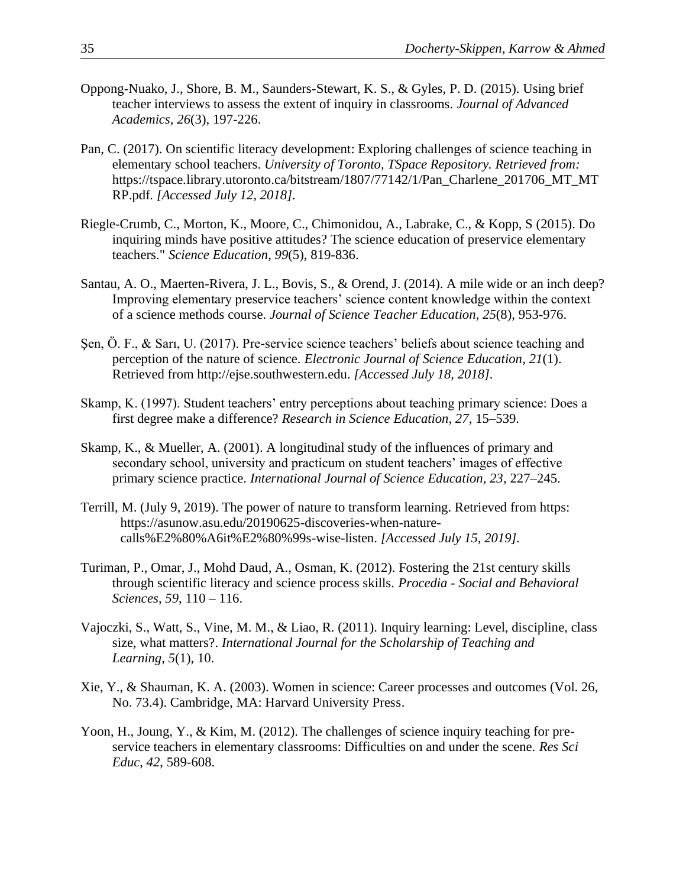Oppong-Nuako, J., Shore, B. M., Saunders-Stewart, K. S., & Gyles, P. D. (2015). Using brief teacher interviews to assess the extent of inquiry in classrooms. *Journal of Advanced Academics*, *26*(3), 197-226.

Pan, C. (2017). On scientific literacy development: Exploring challenges of science teaching in elementary school teachers. *University of Toronto, TSpace Repository. Retrieved from:* https://tspace.library.utoronto.ca/bitstream/1807/77142/1/Pan_Charlene_201706_MT_MTRP.pdf. *[Accessed July 12, 2018]*.

Riegle-Crumb, C., Morton, K., Moore, C., Chimonidou, A., Labrake, C., & Kopp, S (2015). Do inquiring minds have positive attitudes? The science education of preservice elementary teachers." *Science Education*, *99*(5), 819-836.

Santau, A. O., Maerten-Rivera, J. L., Bovis, S., & Orend, J. (2014). A mile wide or an inch deep? Improving elementary preservice teachers' science content knowledge within the context of a science methods course. *Journal of Science Teacher Education*, *25*(8), 953-976.

Şen, Ö. F., & Sarı, U. (2017). Pre-service science teachers' beliefs about science teaching and perception of the nature of science. *Electronic Journal of Science Education*, *21*(1). Retrieved from http://ejse.southwestern.edu. *[Accessed July 18, 2018]*.

Skamp, K. (1997). Student teachers' entry perceptions about teaching primary science: Does a first degree make a difference? *Research in Science Education, 27*, 15–539.

Skamp, K., & Mueller, A. (2001). A longitudinal study of the influences of primary and secondary school, university and practicum on student teachers' images of effective primary science practice. *International Journal of Science Education, 23*, 227–245.

Terrill, M. (July 9, 2019). The power of nature to transform learning. Retrieved from https: https://asunow.asu.edu/20190625-discoveries-when-nature-calls%E2%80%A6it%E2%80%99s-wise-listen. *[Accessed July 15, 2019]*.

Turiman, P., Omar, J., Mohd Daud, A., Osman, K. (2012). Fostering the 21st century skills through scientific literacy and science process skills. *Procedia - Social and Behavioral Sciences*, *59*, 110 – 116.

Vajoczki, S., Watt, S., Vine, M. M., & Liao, R. (2011). Inquiry learning: Level, discipline, class size, what matters?. *International Journal for the Scholarship of Teaching and Learning*, *5*(1), 10.

Xie, Y., & Shauman, K. A. (2003). Women in science: Career processes and outcomes (Vol. 26, No. 73.4). Cambridge, MA: Harvard University Press.

Yoon, H., Joung, Y., & Kim, M. (2012). The challenges of science inquiry teaching for pre-service teachers in elementary classrooms: Difficulties on and under the scene. *Res Sci Educ*, *42*, 589-608.